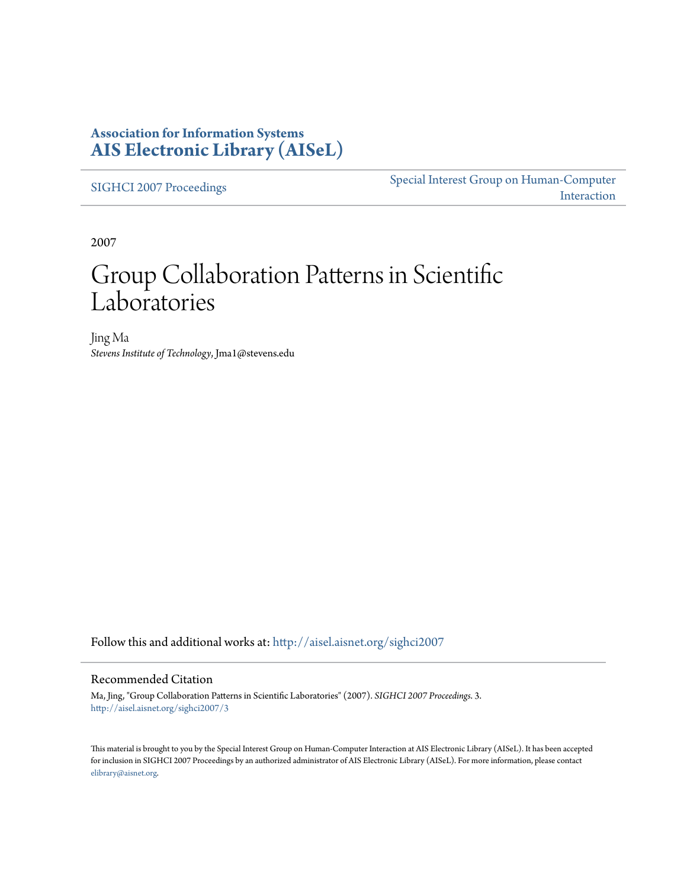**Association for Information Systems**
**AIS Electronic Library (AISeL)**

SIGHCI 2007 Proceedings

Special Interest Group on Human-Computer Interaction

2007

# Group Collaboration Patterns in Scientific Laboratories

Jing Ma
*Stevens Institute of Technology*, Jma1@stevens.edu

Follow this and additional works at: http://aisel.aisnet.org/sighci2007

## Recommended Citation

Ma, Jing, "Group Collaboration Patterns in Scientific Laboratories" (2007). *SIGHCI 2007 Proceedings*. 3.
http://aisel.aisnet.org/sighci2007/3

This material is brought to you by the Special Interest Group on Human-Computer Interaction at AIS Electronic Library (AISeL). It has been accepted for inclusion in SIGHCI 2007 Proceedings by an authorized administrator of AIS Electronic Library (AISeL). For more information, please contact elibrary@aisnet.org.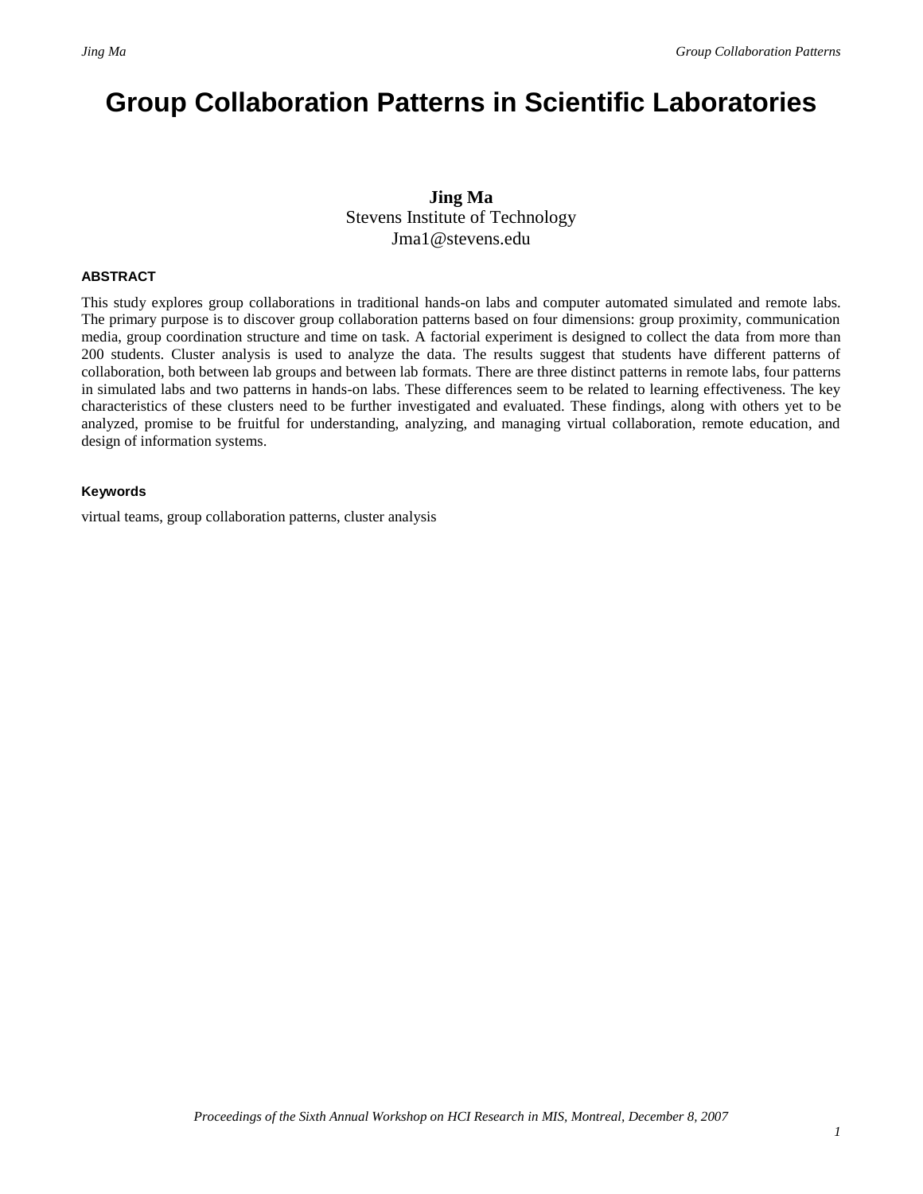# Group Collaboration Patterns in Scientific Laboratories

**Jing Ma**
Stevens Institute of Technology
Jma1@stevens.edu

### ABSTRACT

This study explores group collaborations in traditional hands-on labs and computer automated simulated and remote labs. The primary purpose is to discover group collaboration patterns based on four dimensions: group proximity, communication media, group coordination structure and time on task. A factorial experiment is designed to collect the data from more than 200 students. Cluster analysis is used to analyze the data. The results suggest that students have different patterns of collaboration, both between lab groups and between lab formats. There are three distinct patterns in remote labs, four patterns in simulated labs and two patterns in hands-on labs. These differences seem to be related to learning effectiveness. The key characteristics of these clusters need to be further investigated and evaluated. These findings, along with others yet to be analyzed, promise to be fruitful for understanding, analyzing, and managing virtual collaboration, remote education, and design of information systems.

### Keywords

virtual teams, group collaboration patterns, cluster analysis